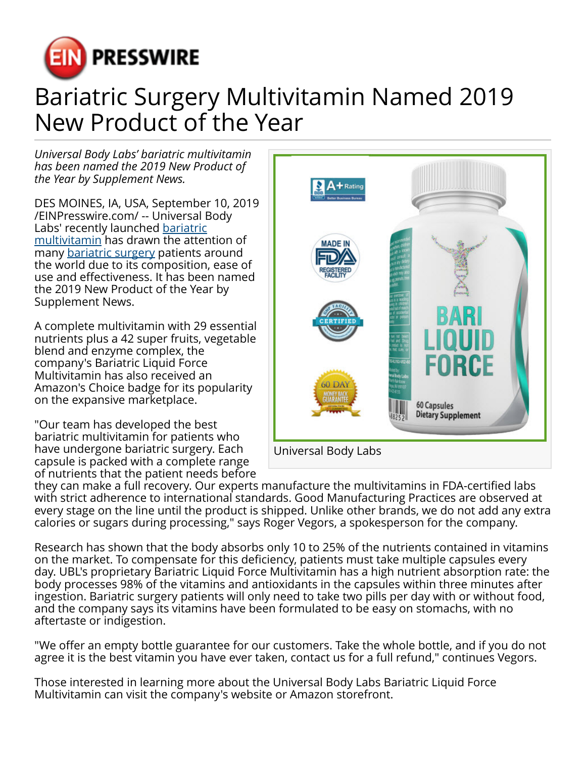# Bariatric Surgery Multivitamin Named 2019 New Product of the Year

*Universal Body Labs' bariatric multivitamin has been named the 2019 New Product of the Year by Supplement News.*

DES MOINES, IA, USA, September 10, 2019 /EINPresswire.com/ -- Universal Body Labs' recently launched bariatric multivitamin has drawn the attention of many bariatric surgery patients around the world due to its composition, ease of use and effectiveness. It has been named the 2019 New Product of the Year by Supplement News.

A complete multivitamin with 29 essential nutrients plus a 42 super fruits, vegetable blend and enzyme complex, the company's Bariatric Liquid Force Multivitamin has also received an Amazon's Choice badge for its popularity on the expansive marketplace.

Universal Body Labs

"Our team has developed the best bariatric multivitamin for patients who have undergone bariatric surgery. Each capsule is packed with a complete range of nutrients that the patient needs before they can make a full recovery. Our experts manufacture the multivitamins in FDA-certified labs with strict adherence to international standards. Good Manufacturing Practices are observed at every stage on the line until the product is shipped. Unlike other brands, we do not add any extra calories or sugars during processing," says Roger Vegors, a spokesperson for the company.

Research has shown that the body absorbs only 10 to 25% of the nutrients contained in vitamins on the market. To compensate for this deficiency, patients must take multiple capsules every day. UBL's proprietary Bariatric Liquid Force Multivitamin has a high nutrient absorption rate: the body processes 98% of the vitamins and antioxidants in the capsules within three minutes after ingestion. Bariatric surgery patients will only need to take two pills per day with or without food, and the company says its vitamins have been formulated to be easy on stomachs, with no aftertaste or indigestion.

"We offer an empty bottle guarantee for our customers. Take the whole bottle, and if you do not agree it is the best vitamin you have ever taken, contact us for a full refund," continues Vegors.

Those interested in learning more about the Universal Body Labs Bariatric Liquid Force Multivitamin can visit the company's website or Amazon storefront.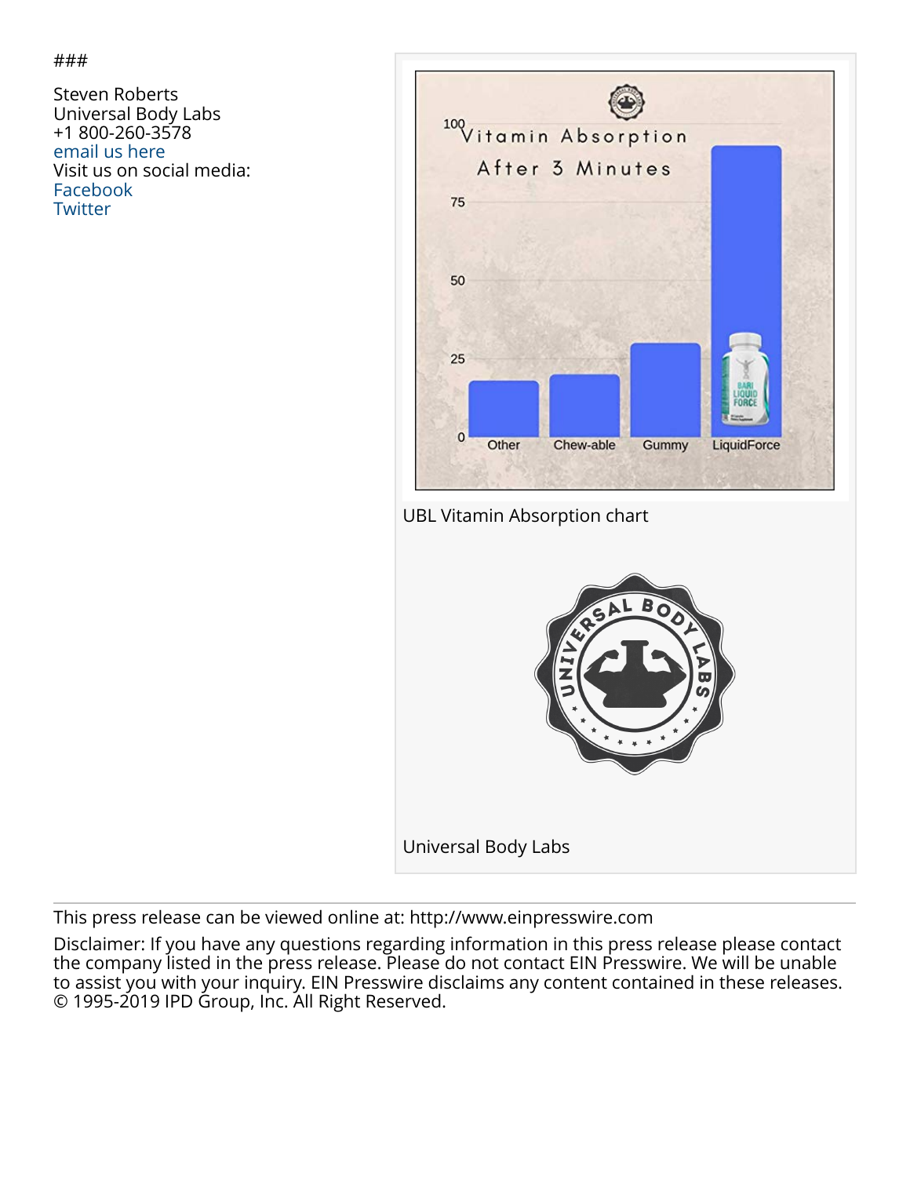###

Steven Roberts
Universal Body Labs
+1 800-260-3578
email us here
Visit us on social media:
Facebook
Twitter

Vitamin Absorption
After 3 Minutes

100
75
50
25
0

Other
Chew-able
Gummy
LiquidForce

UBL Vitamin Absorption chart

Universal Body Labs

This press release can be viewed online at: http://www.einpresswire.com

Disclaimer: If you have any questions regarding information in this press release please contact the company listed in the press release. Please do not contact EIN Presswire. We will be unable to assist you with your inquiry. EIN Presswire disclaims any content contained in these releases. © 1995-2019 IPD Group, Inc. All Right Reserved.